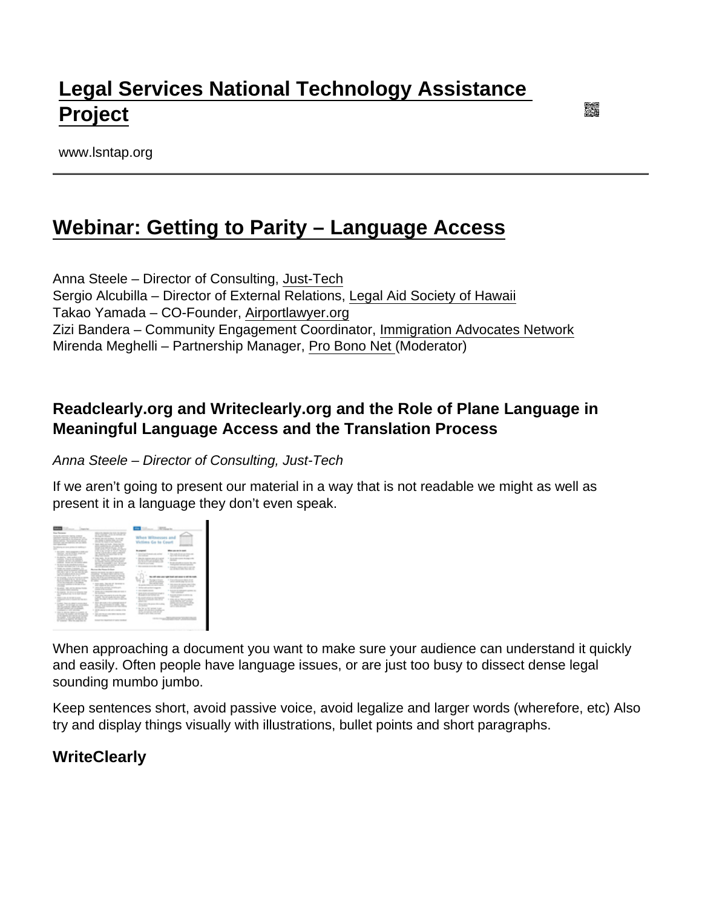# Legal Services National Technology Assistance Project

www.lsntap.org

## Webinar: Getting to Parity – Language Access

Anna Steele – Director of Consulting, Just-Tech
Sergio Alcubilla – Director of External Relations, Legal Aid Society of Hawaii
Takao Yamada – CO-Founder, Airportlawyer.org
Zizi Bandera – Community Engagement Coordinator, Immigration Advocates Network
Mirenda Meghelli – Partnership Manager, Pro Bono Net (Moderator)

### Readclearly.org and Writeclearly.org and the Role of Plane Language in Meaningful Language Access and the Translation Process

*Anna Steele – Director of Consulting, Just-Tech*

If we aren't going to present our material in a way that is not readable we might as well as present it in a language they don't even speak.

When approaching a document you want to make sure your audience can understand it quickly and easily. Often people have language issues, or are just too busy to dissect dense legal sounding mumbo jumbo.

Keep sentences short, avoid passive voice, avoid legalize and larger words (wherefore, etc) Also try and display things visually with illustrations, bullet points and short paragraphs.

### WriteClearly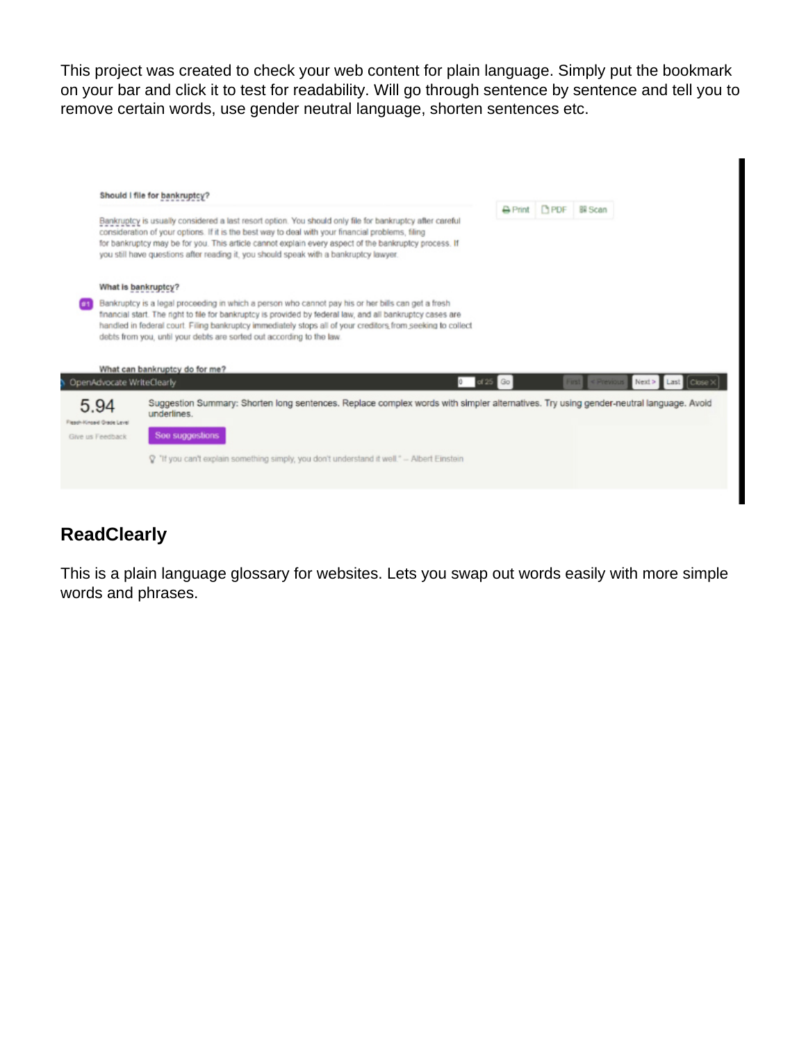This project was created to check your web content for plain language. Simply put the bookmark on your bar and click it to test for readability. Will go through sentence by sentence and tell you to remove certain words, use gender neutral language, shorten sentences etc.

## ReadClearly

This is a plain language glossary for websites. Lets you swap out words easily with more simple words and phrases.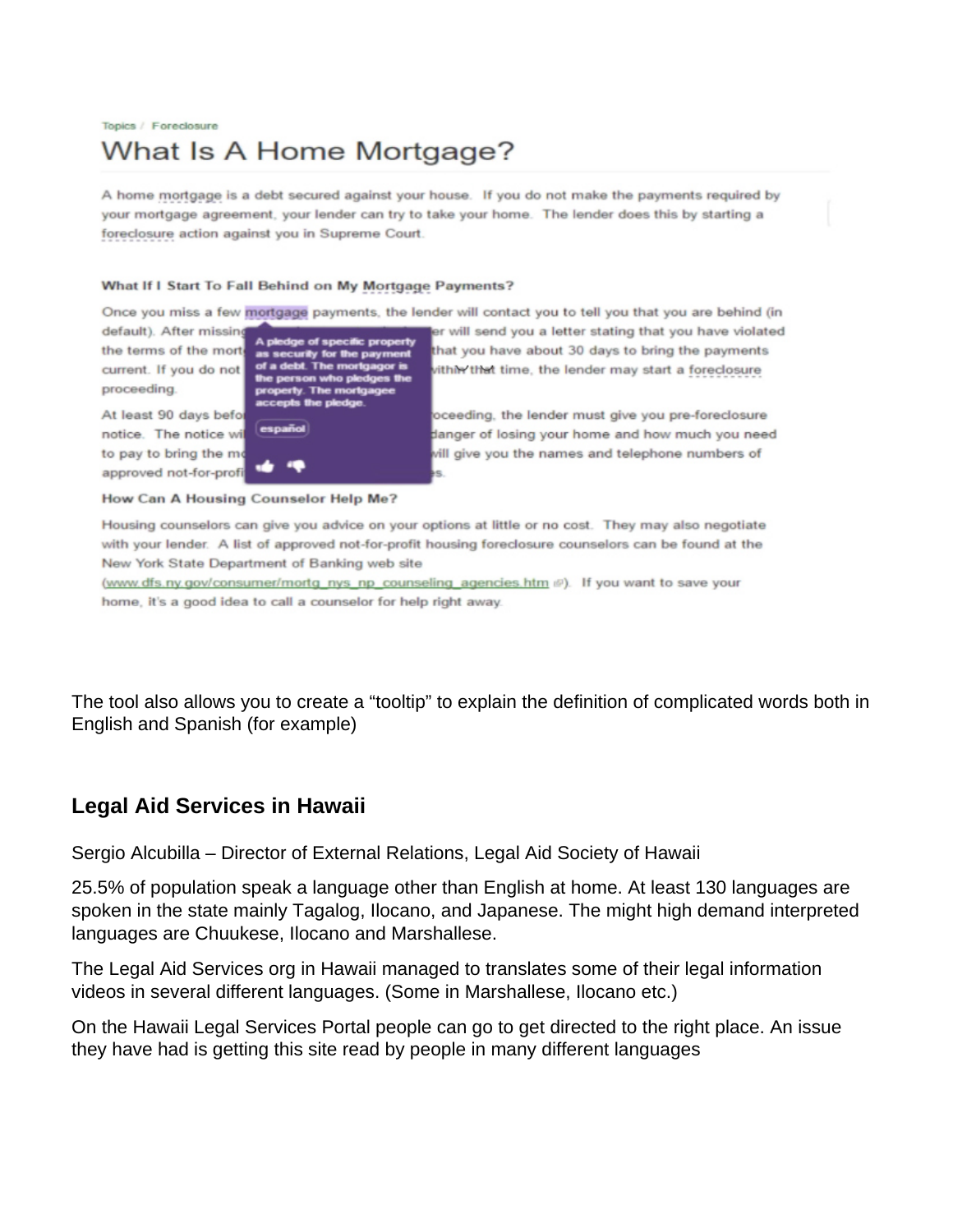Topics / Foreclosure

## What Is A Home Mortgage?

A home mortgage is a debt secured against your house. If you do not make the payments required by your mortgage agreement, your lender can try to take your home. The lender does this by starting a foreclosure action against you in Supreme Court.

**What If I Start To Fall Behind on My Mortgage Payments?**

Once you miss a few mortgage payments, the lender will contact you to tell you that you are behind (in default). After missing ... er will send you a letter stating that you have violated the terms of the mort... that you have about 30 days to bring the payments current. If you do not ... within that time, the lender may start a foreclosure proceeding.

> A pledge of specific property as security for the payment of a debt. The mortgagor is the person who pledges the property. The mortgagee accepts the pledge.
>
> español

At least 90 days befo... oceeding, the lender must give you pre-foreclosure notice. The notice wi... danger of losing your home and how much you need to pay to bring the mo... will give you the names and telephone numbers of approved not-for-profi... s.

**How Can A Housing Counselor Help Me?**

Housing counselors can give you advice on your options at little or no cost. They may also negotiate with your lender. A list of approved not-for-profit housing foreclosure counselors can be found at the New York State Department of Banking web site (www.dfs.ny.gov/consumer/mortg_nys_np_counseling_agencies.htm). If you want to save your home, it's a good idea to call a counselor for help right away.

The tool also allows you to create a "tooltip" to explain the definition of complicated words both in English and Spanish (for example)

### Legal Aid Services in Hawaii

Sergio Alcubilla – Director of External Relations, Legal Aid Society of Hawaii

25.5% of population speak a language other than English at home. At least 130 languages are spoken in the state mainly Tagalog, Ilocano, and Japanese. The might high demand interpreted languages are Chuukese, Ilocano and Marshallese.

The Legal Aid Services org in Hawaii managed to translates some of their legal information videos in several different languages. (Some in Marshallese, Ilocano etc.)

On the Hawaii Legal Services Portal people can go to get directed to the right place. An issue they have had is getting this site read by people in many different languages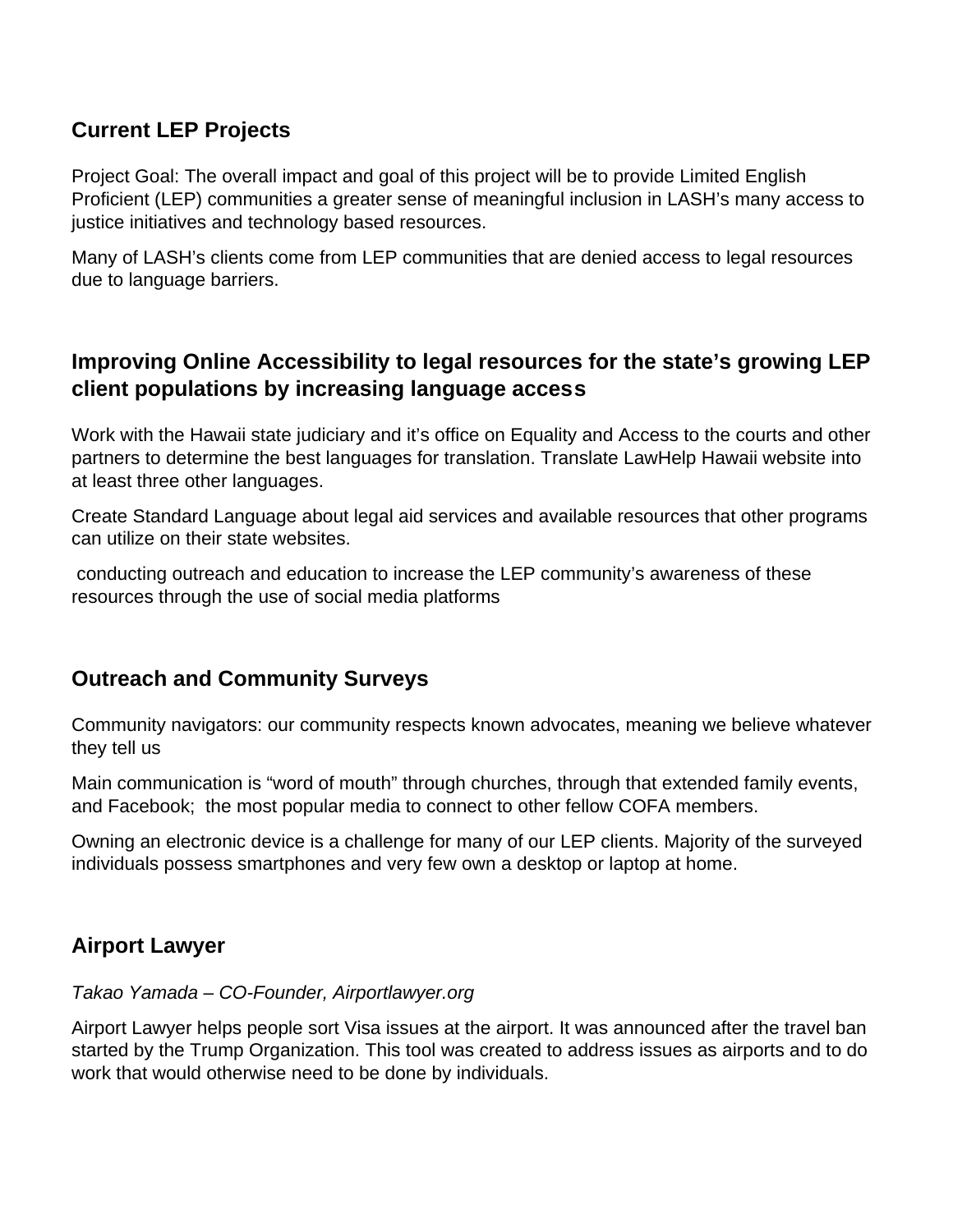## Current LEP Projects

Project Goal: The overall impact and goal of this project will be to provide Limited English Proficient (LEP) communities a greater sense of meaningful inclusion in LASH's many access to justice initiatives and technology based resources.

Many of LASH's clients come from LEP communities that are denied access to legal resources due to language barriers.

## Improving Online Accessibility to legal resources for the state's growing LEP client populations by increasing language access

Work with the Hawaii state judiciary and it's office on Equality and Access to the courts and other partners to determine the best languages for translation. Translate LawHelp Hawaii website into at least three other languages.

Create Standard Language about legal aid services and available resources that other programs can utilize on their state websites.

conducting outreach and education to increase the LEP community's awareness of these resources through the use of social media platforms

## Outreach and Community Surveys

Community navigators: our community respects known advocates, meaning we believe whatever they tell us

Main communication is "word of mouth" through churches, through that extended family events, and Facebook; the most popular media to connect to other fellow COFA members.

Owning an electronic device is a challenge for many of our LEP clients. Majority of the surveyed individuals possess smartphones and very few own a desktop or laptop at home.

## Airport Lawyer

*Takao Yamada – CO-Founder, Airportlawyer.org*

Airport Lawyer helps people sort Visa issues at the airport. It was announced after the travel ban started by the Trump Organization. This tool was created to address issues as airports and to do work that would otherwise need to be done by individuals.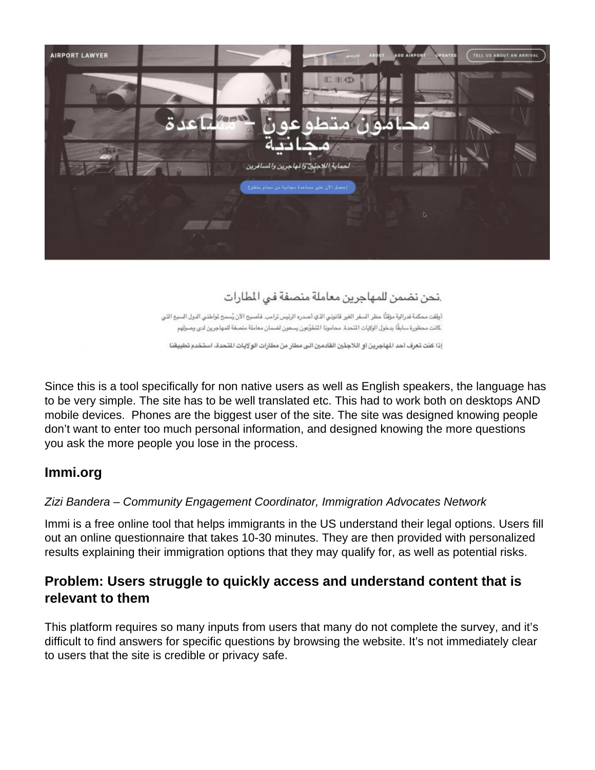Since this is a tool specifically for non native users as well as English speakers, the language has to be very simple. The site has to be well translated etc. This had to work both on desktops AND mobile devices.  Phones are the biggest user of the site. The site was designed knowing people don't want to enter too much personal information, and designed knowing the more questions you ask the more people you lose in the process.

## Immi.org

*Zizi Bandera – Community Engagement Coordinator, Immigration Advocates Network*

Immi is a free online tool that helps immigrants in the US understand their legal options. Users fill out an online questionnaire that takes 10-30 minutes. They are then provided with personalized results explaining their immigration options that they may qualify for, as well as potential risks.

## Problem: Users struggle to quickly access and understand content that is relevant to them

This platform requires so many inputs from users that many do not complete the survey, and it's difficult to find answers for specific questions by browsing the website. It's not immediately clear to users that the site is credible or privacy safe.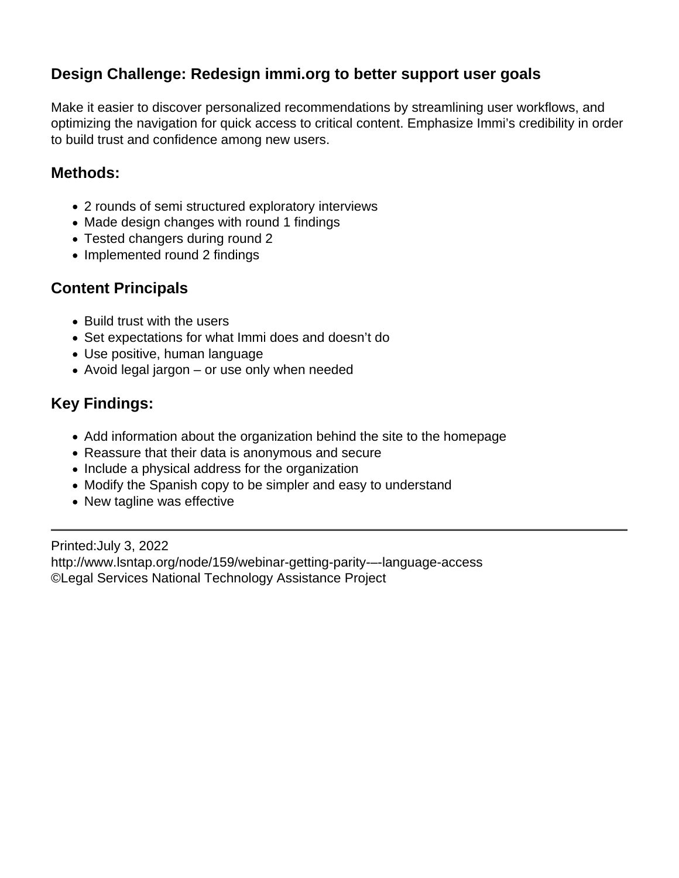## Design Challenge: Redesign immi.org to better support user goals

Make it easier to discover personalized recommendations by streamlining user workflows, and optimizing the navigation for quick access to critical content. Emphasize Immi's credibility in order to build trust and confidence among new users.

### Methods:

- 2 rounds of semi structured exploratory interviews
- Made design changes with round 1 findings
- Tested changers during round 2
- Implemented round 2 findings

### Content Principals

- Build trust with the users
- Set expectations for what Immi does and doesn't do
- Use positive, human language
- Avoid legal jargon – or use only when needed

### Key Findings:

- Add information about the organization behind the site to the homepage
- Reassure that their data is anonymous and secure
- Include a physical address for the organization
- Modify the Spanish copy to be simpler and easy to understand
- New tagline was effective

---

Printed:July 3, 2022
http://www.lsntap.org/node/159/webinar-getting-parity-—-language-access
©Legal Services National Technology Assistance Project